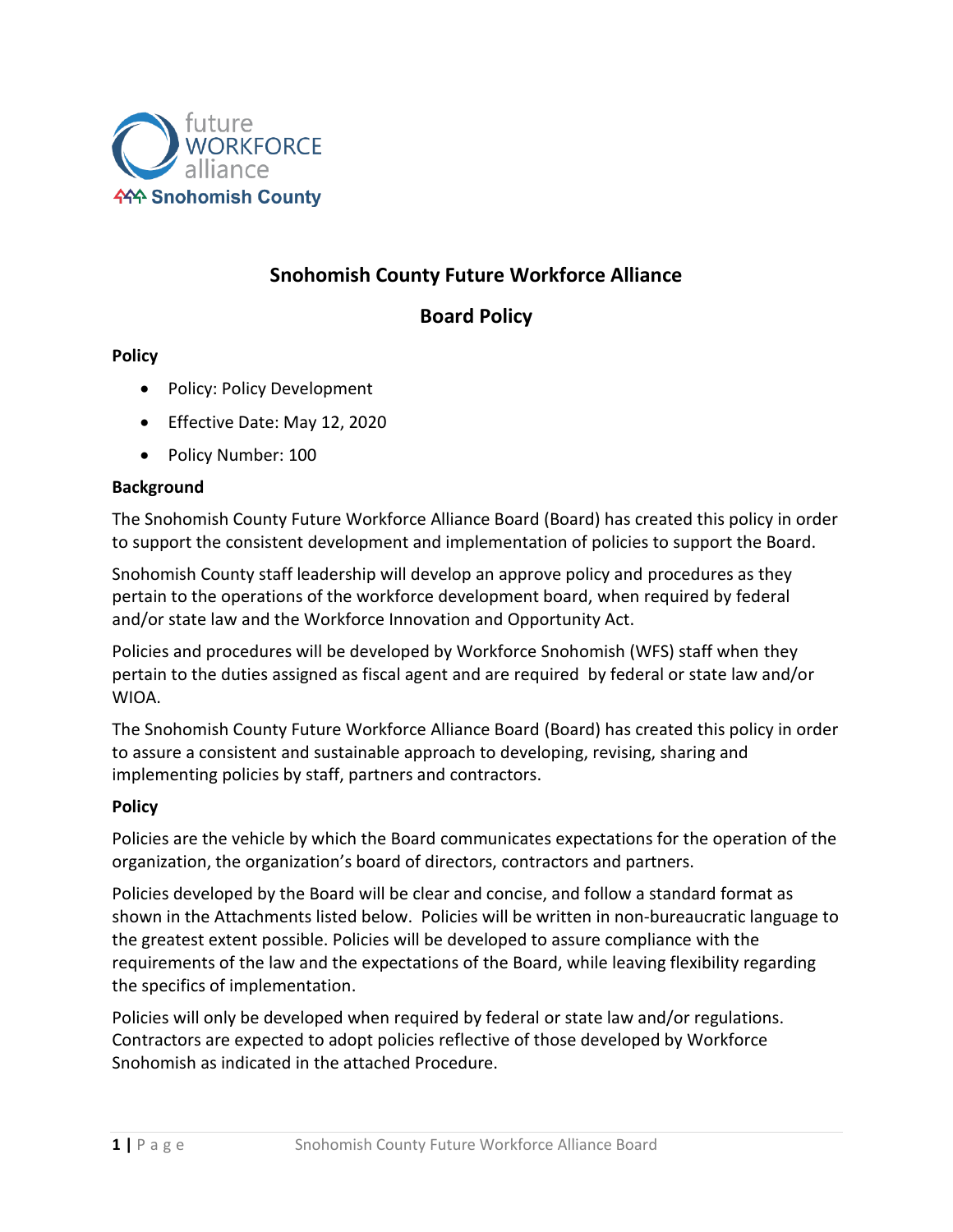# Snohomish County Future Workforce Alliance

## Board Policy

**Policy**

- Policy: Policy Development
- Effective Date: May 12, 2020
- Policy Number: 100

**Background**

The Snohomish County Future Workforce Alliance Board (Board) has created this policy in order to support the consistent development and implementation of policies to support the Board.

Snohomish County staff leadership will develop an approve policy and procedures as they pertain to the operations of the workforce development board, when required by federal and/or state law and the Workforce Innovation and Opportunity Act.

Policies and procedures will be developed by Workforce Snohomish (WFS) staff when they pertain to the duties assigned as fiscal agent and are required by federal or state law and/or WIOA.

The Snohomish County Future Workforce Alliance Board (Board) has created this policy in order to assure a consistent and sustainable approach to developing, revising, sharing and implementing policies by staff, partners and contractors.

**Policy**

Policies are the vehicle by which the Board communicates expectations for the operation of the organization, the organization's board of directors, contractors and partners.

Policies developed by the Board will be clear and concise, and follow a standard format as shown in the Attachments listed below. Policies will be written in non-bureaucratic language to the greatest extent possible. Policies will be developed to assure compliance with the requirements of the law and the expectations of the Board, while leaving flexibility regarding the specifics of implementation.

Policies will only be developed when required by federal or state law and/or regulations. Contractors are expected to adopt policies reflective of those developed by Workforce Snohomish as indicated in the attached Procedure.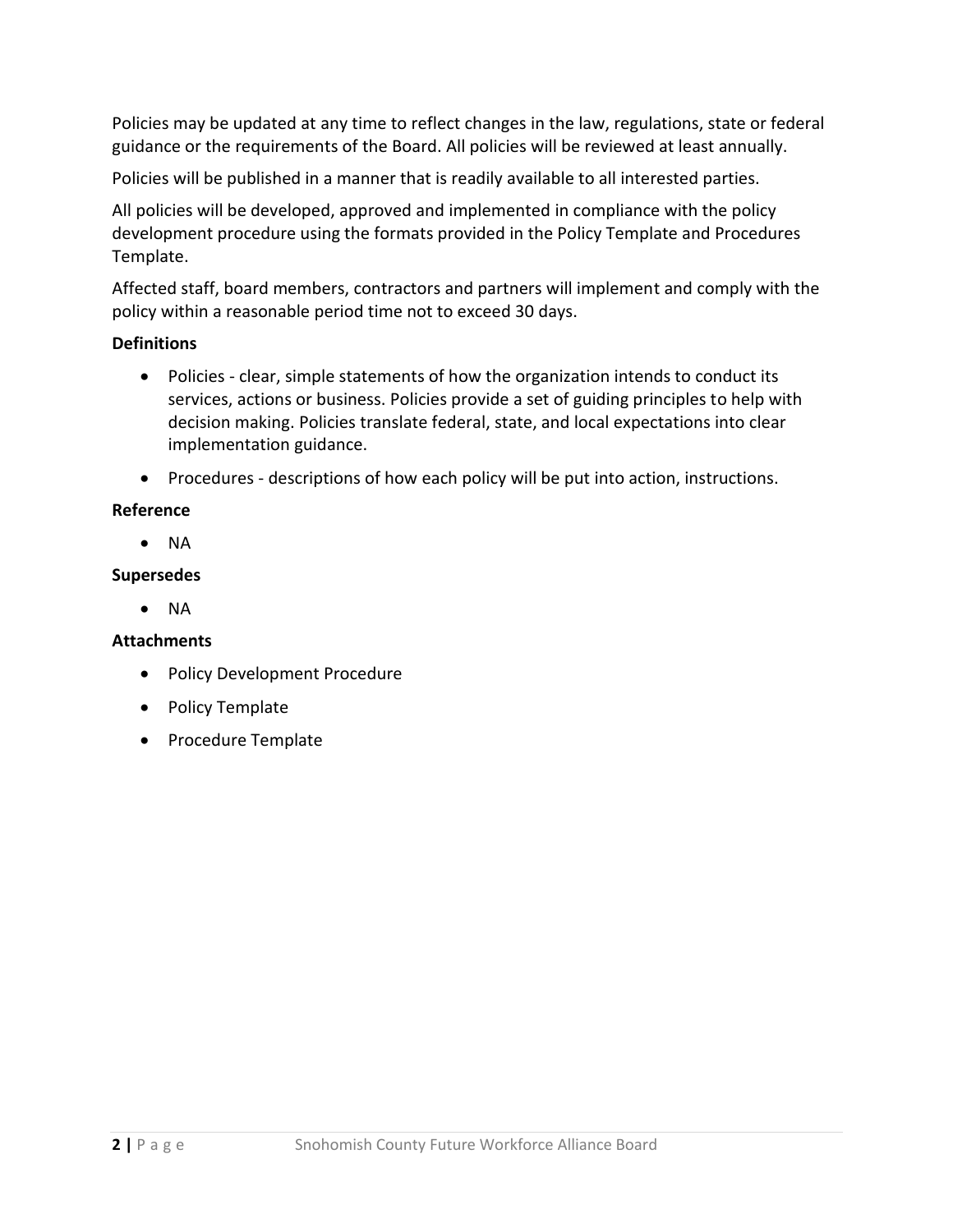Policies may be updated at any time to reflect changes in the law, regulations, state or federal guidance or the requirements of the Board. All policies will be reviewed at least annually.

Policies will be published in a manner that is readily available to all interested parties.

All policies will be developed, approved and implemented in compliance with the policy development procedure using the formats provided in the Policy Template and Procedures Template.

Affected staff, board members, contractors and partners will implement and comply with the policy within a reasonable period time not to exceed 30 days.

**Definitions**

- Policies - clear, simple statements of how the organization intends to conduct its services, actions or business. Policies provide a set of guiding principles to help with decision making. Policies translate federal, state, and local expectations into clear implementation guidance.
- Procedures - descriptions of how each policy will be put into action, instructions.

**Reference**

- NA

**Supersedes**

- NA

**Attachments**

- Policy Development Procedure
- Policy Template
- Procedure Template